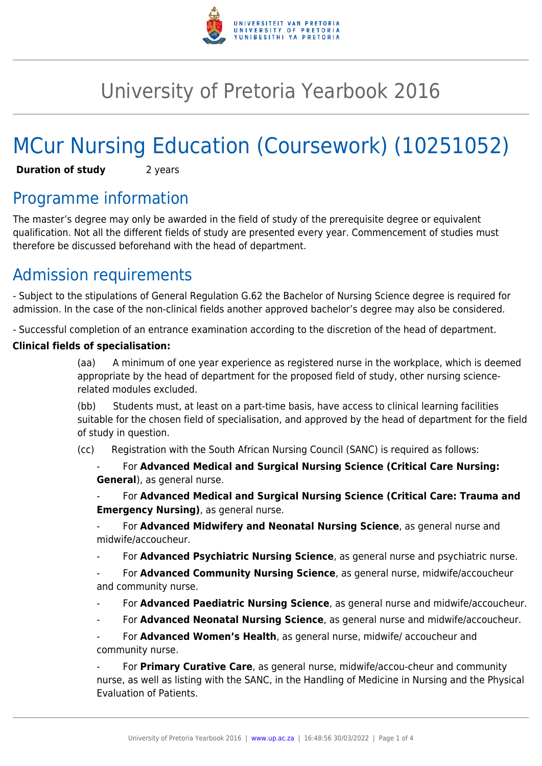# University of Pretoria Yearbook 2016

# MCur Nursing Education (Coursework) (10251052)

**Duration of study** 2 years

## Programme information

The master's degree may only be awarded in the field of study of the prerequisite degree or equivalent qualification. Not all the different fields of study are presented every year. Commencement of studies must therefore be discussed beforehand with the head of department.

## Admission requirements

- Subject to the stipulations of General Regulation G.62 the Bachelor of Nursing Science degree is required for admission. In the case of the non-clinical fields another approved bachelor's degree may also be considered.

- Successful completion of an entrance examination according to the discretion of the head of department.

**Clinical fields of specialisation:**

(aa) A minimum of one year experience as registered nurse in the workplace, which is deemed appropriate by the head of department for the proposed field of study, other nursing science-related modules excluded.

(bb) Students must, at least on a part-time basis, have access to clinical learning facilities suitable for the chosen field of specialisation, and approved by the head of department for the field of study in question.

(cc) Registration with the South African Nursing Council (SANC) is required as follows:

- For **Advanced Medical and Surgical Nursing Science (Critical Care Nursing: General**), as general nurse.
- For **Advanced Medical and Surgical Nursing Science (Critical Care: Trauma and Emergency Nursing)**, as general nurse.
- For **Advanced Midwifery and Neonatal Nursing Science**, as general nurse and midwife/accoucheur.
- For **Advanced Psychiatric Nursing Science**, as general nurse and psychiatric nurse.
- For **Advanced Community Nursing Science**, as general nurse, midwife/accoucheur and community nurse.
- For **Advanced Paediatric Nursing Science**, as general nurse and midwife/accoucheur.
- For **Advanced Neonatal Nursing Science**, as general nurse and midwife/accoucheur.
- For **Advanced Women's Health**, as general nurse, midwife/ accoucheur and community nurse.
- For **Primary Curative Care**, as general nurse, midwife/accou-cheur and community nurse, as well as listing with the SANC, in the Handling of Medicine in Nursing and the Physical Evaluation of Patients.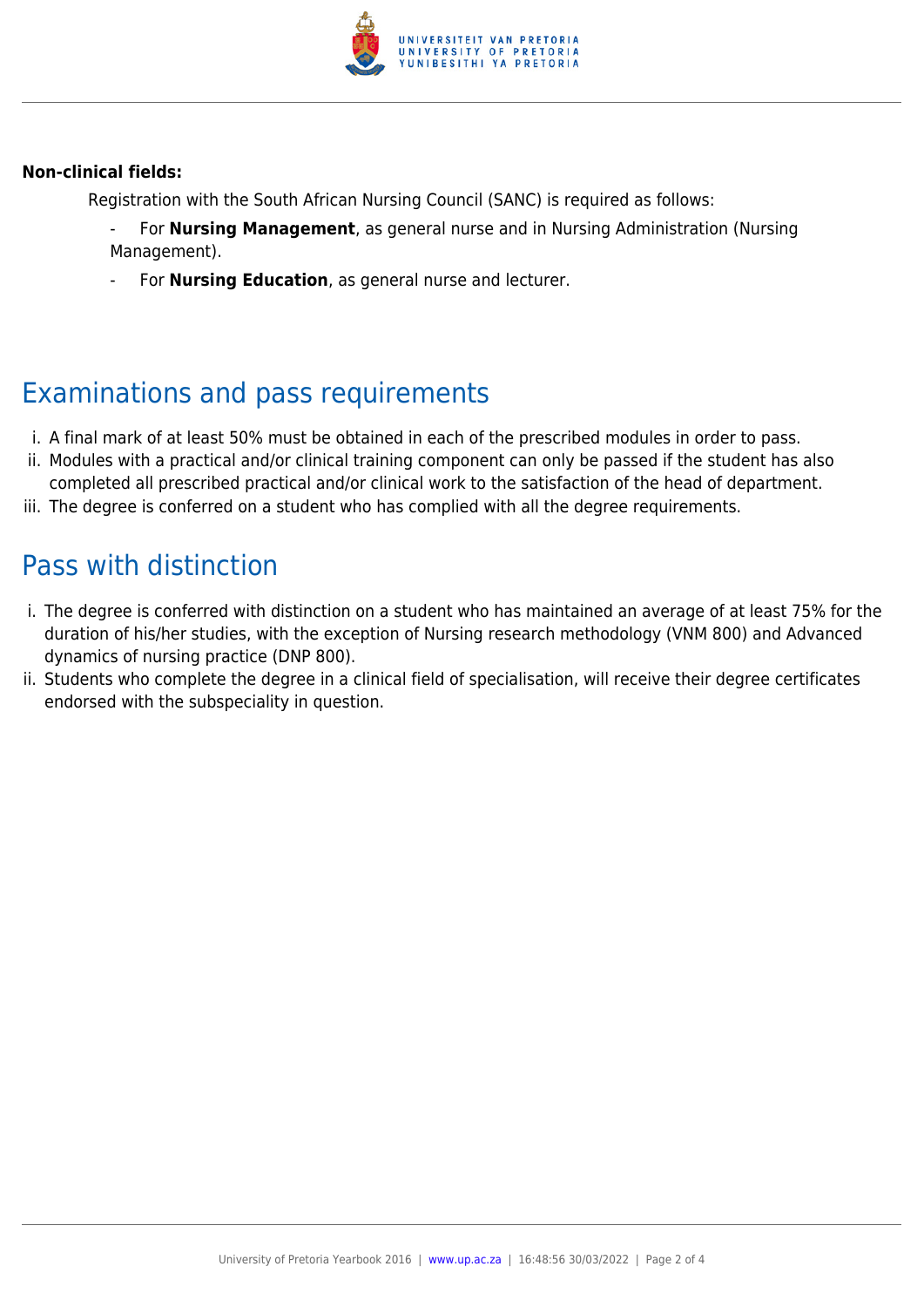**Non-clinical fields:**

Registration with the South African Nursing Council (SANC) is required as follows:

- For **Nursing Management**, as general nurse and in Nursing Administration (Nursing Management).
- For **Nursing Education**, as general nurse and lecturer.

## Examinations and pass requirements

i. A final mark of at least 50% must be obtained in each of the prescribed modules in order to pass.
ii. Modules with a practical and/or clinical training component can only be passed if the student has also completed all prescribed practical and/or clinical work to the satisfaction of the head of department.
iii. The degree is conferred on a student who has complied with all the degree requirements.

## Pass with distinction

i. The degree is conferred with distinction on a student who has maintained an average of at least 75% for the duration of his/her studies, with the exception of Nursing research methodology (VNM 800) and Advanced dynamics of nursing practice (DNP 800).
ii. Students who complete the degree in a clinical field of specialisation, will receive their degree certificates endorsed with the subspeciality in question.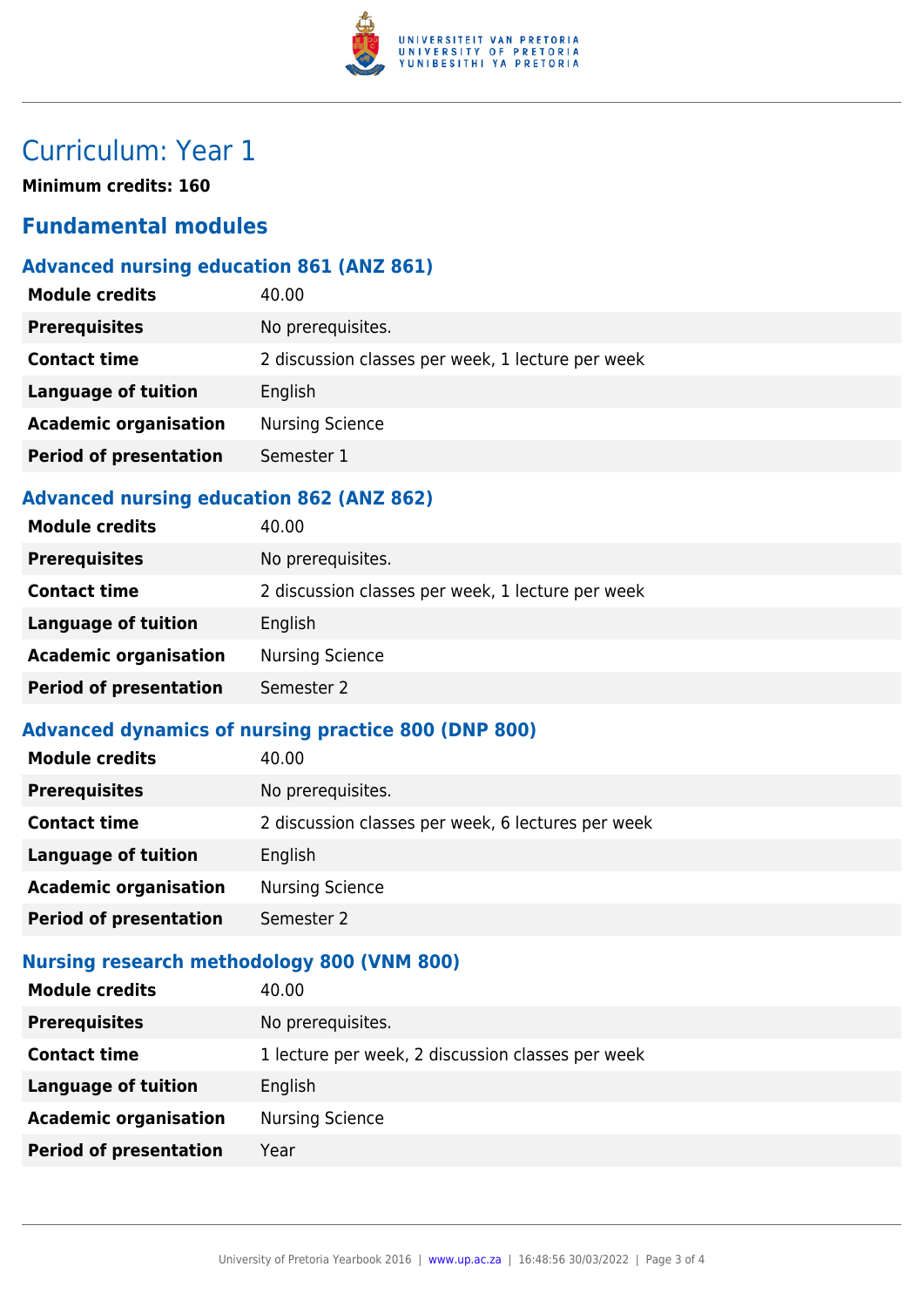# Curriculum: Year 1

**Minimum credits: 160**

## Fundamental modules

### Advanced nursing education 861 (ANZ 861)

| | |
|---|---|
| **Module credits** | 40.00 |
| **Prerequisites** | No prerequisites. |
| **Contact time** | 2 discussion classes per week, 1 lecture per week |
| **Language of tuition** | English |
| **Academic organisation** | Nursing Science |
| **Period of presentation** | Semester 1 |

### Advanced nursing education 862 (ANZ 862)

| | |
|---|---|
| **Module credits** | 40.00 |
| **Prerequisites** | No prerequisites. |
| **Contact time** | 2 discussion classes per week, 1 lecture per week |
| **Language of tuition** | English |
| **Academic organisation** | Nursing Science |
| **Period of presentation** | Semester 2 |

### Advanced dynamics of nursing practice 800 (DNP 800)

| | |
|---|---|
| **Module credits** | 40.00 |
| **Prerequisites** | No prerequisites. |
| **Contact time** | 2 discussion classes per week, 6 lectures per week |
| **Language of tuition** | English |
| **Academic organisation** | Nursing Science |
| **Period of presentation** | Semester 2 |

### Nursing research methodology 800 (VNM 800)

| | |
|---|---|
| **Module credits** | 40.00 |
| **Prerequisites** | No prerequisites. |
| **Contact time** | 1 lecture per week, 2 discussion classes per week |
| **Language of tuition** | English |
| **Academic organisation** | Nursing Science |
| **Period of presentation** | Year |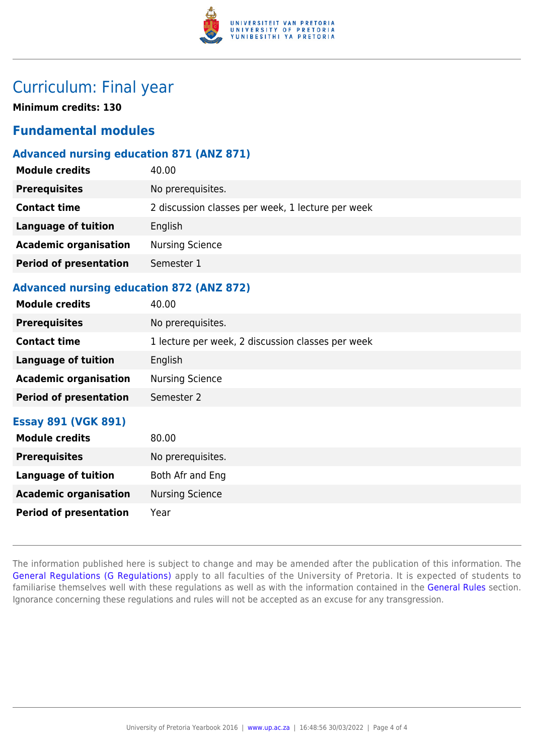# Curriculum: Final year

**Minimum credits: 130**

## Fundamental modules

### Advanced nursing education 871 (ANZ 871)

| | |
|---|---|
| **Module credits** | 40.00 |
| **Prerequisites** | No prerequisites. |
| **Contact time** | 2 discussion classes per week, 1 lecture per week |
| **Language of tuition** | English |
| **Academic organisation** | Nursing Science |
| **Period of presentation** | Semester 1 |

### Advanced nursing education 872 (ANZ 872)

| | |
|---|---|
| **Module credits** | 40.00 |
| **Prerequisites** | No prerequisites. |
| **Contact time** | 1 lecture per week, 2 discussion classes per week |
| **Language of tuition** | English |
| **Academic organisation** | Nursing Science |
| **Period of presentation** | Semester 2 |

### Essay 891 (VGK 891)

| | |
|---|---|
| **Module credits** | 80.00 |
| **Prerequisites** | No prerequisites. |
| **Language of tuition** | Both Afr and Eng |
| **Academic organisation** | Nursing Science |
| **Period of presentation** | Year |

The information published here is subject to change and may be amended after the publication of this information. The General Regulations (G Regulations) apply to all faculties of the University of Pretoria. It is expected of students to familiarise themselves well with these regulations as well as with the information contained in the General Rules section. Ignorance concerning these regulations and rules will not be accepted as an excuse for any transgression.